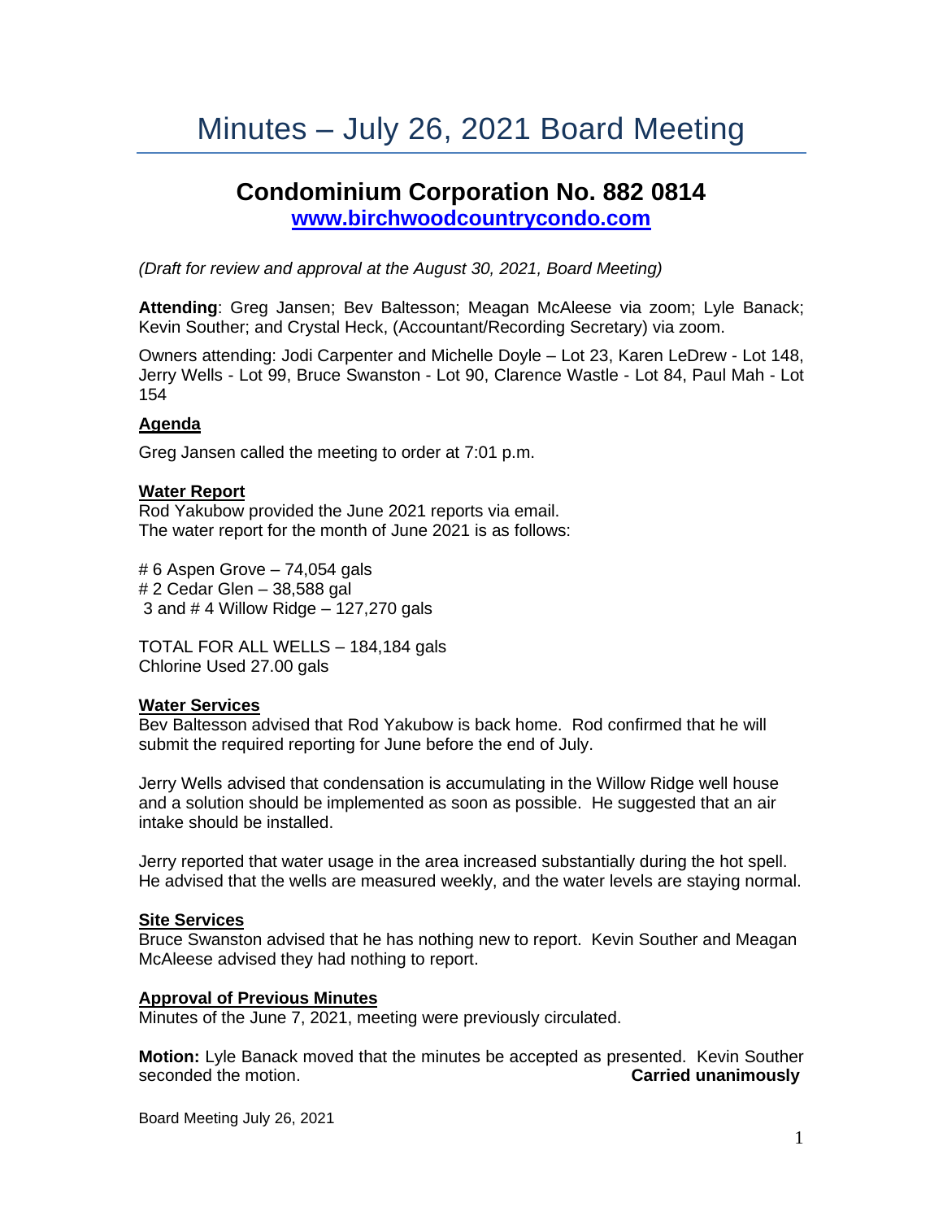# Minutes – July 26, 2021 Board Meeting

## Condominium Corporation No. 882 0814

**[www.birchwoodcountrycondo.com](http://www.birchwoodcountrycondo.com)**

*(Draft for review and approval at the August 30, 2021, Board Meeting)*

**Attending**: Greg Jansen; Bev Baltesson; Meagan McAleese via zoom; Lyle Banack; Kevin Souther; and Crystal Heck, (Accountant/Recording Secretary) via zoom.

Owners attending: Jodi Carpenter and Michelle Doyle – Lot 23, Karen LeDrew - Lot 148, Jerry Wells - Lot 99, Bruce Swanston - Lot 90, Clarence Wastle - Lot 84, Paul Mah - Lot 154

### Agenda

Greg Jansen called the meeting to order at 7:01 p.m.

### Water Report

Rod Yakubow provided the June 2021 reports via email.
The water report for the month of June 2021 is as follows:

# 6 Aspen Grove – 74,054 gals
# 2 Cedar Glen – 38,588 gal
 3 and # 4 Willow Ridge – 127,270 gals

TOTAL FOR ALL WELLS – 184,184 gals
Chlorine Used 27.00 gals

### Water Services

Bev Baltesson advised that Rod Yakubow is back home. Rod confirmed that he will submit the required reporting for June before the end of July.

Jerry Wells advised that condensation is accumulating in the Willow Ridge well house and a solution should be implemented as soon as possible. He suggested that an air intake should be installed.

Jerry reported that water usage in the area increased substantially during the hot spell. He advised that the wells are measured weekly, and the water levels are staying normal.

### Site Services

Bruce Swanston advised that he has nothing new to report. Kevin Souther and Meagan McAleese advised they had nothing to report.

### Approval of Previous Minutes

Minutes of the June 7, 2021, meeting were previously circulated.

**Motion:** Lyle Banack moved that the minutes be accepted as presented. Kevin Souther seconded the motion. **Carried unanimously**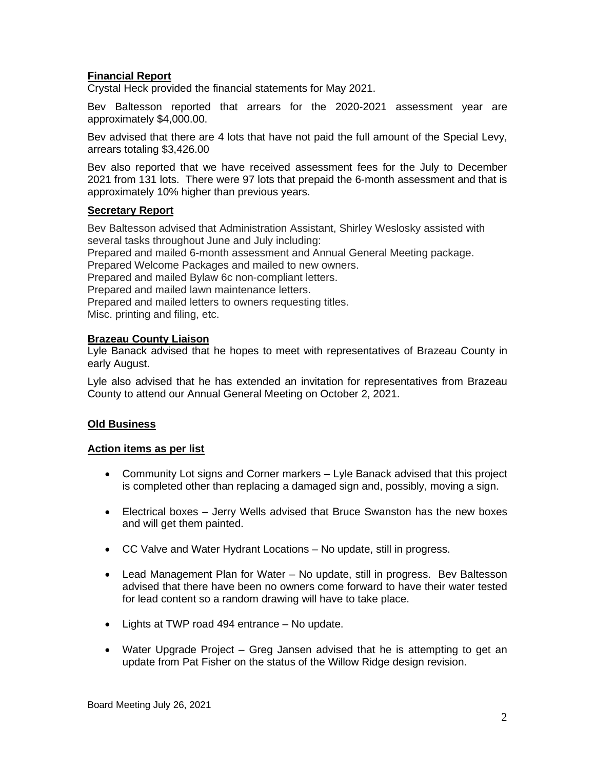**Financial Report**

Crystal Heck provided the financial statements for May 2021.

Bev Baltesson reported that arrears for the 2020-2021 assessment year are approximately $4,000.00.

Bev advised that there are 4 lots that have not paid the full amount of the Special Levy, arrears totaling $3,426.00

Bev also reported that we have received assessment fees for the July to December 2021 from 131 lots. There were 97 lots that prepaid the 6-month assessment and that is approximately 10% higher than previous years.

**Secretary Report**

Bev Baltesson advised that Administration Assistant, Shirley Weslosky assisted with several tasks throughout June and July including:
Prepared and mailed 6-month assessment and Annual General Meeting package.
Prepared Welcome Packages and mailed to new owners.
Prepared and mailed Bylaw 6c non-compliant letters.
Prepared and mailed lawn maintenance letters.
Prepared and mailed letters to owners requesting titles.
Misc. printing and filing, etc.

**Brazeau County Liaison**

Lyle Banack advised that he hopes to meet with representatives of Brazeau County in early August.

Lyle also advised that he has extended an invitation for representatives from Brazeau County to attend our Annual General Meeting on October 2, 2021.

**Old Business**

**Action items as per list**

- Community Lot signs and Corner markers – Lyle Banack advised that this project is completed other than replacing a damaged sign and, possibly, moving a sign.
- Electrical boxes – Jerry Wells advised that Bruce Swanston has the new boxes and will get them painted.
- CC Valve and Water Hydrant Locations – No update, still in progress.
- Lead Management Plan for Water – No update, still in progress. Bev Baltesson advised that there have been no owners come forward to have their water tested for lead content so a random drawing will have to take place.
- Lights at TWP road 494 entrance – No update.
- Water Upgrade Project – Greg Jansen advised that he is attempting to get an update from Pat Fisher on the status of the Willow Ridge design revision.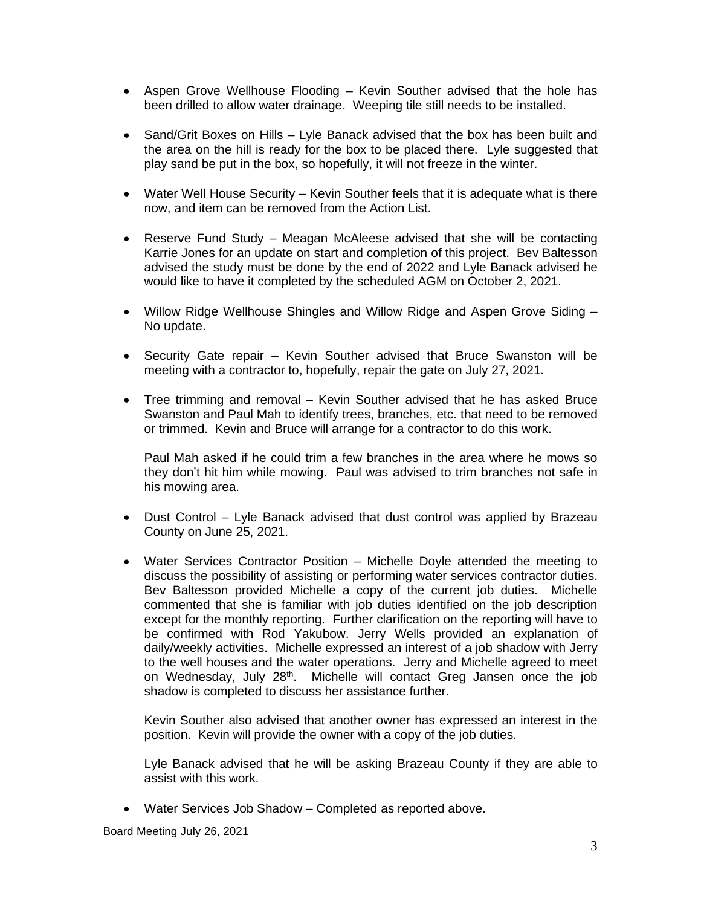- Aspen Grove Wellhouse Flooding – Kevin Souther advised that the hole has been drilled to allow water drainage. Weeping tile still needs to be installed.

- Sand/Grit Boxes on Hills – Lyle Banack advised that the box has been built and the area on the hill is ready for the box to be placed there. Lyle suggested that play sand be put in the box, so hopefully, it will not freeze in the winter.

- Water Well House Security – Kevin Souther feels that it is adequate what is there now, and item can be removed from the Action List.

- Reserve Fund Study – Meagan McAleese advised that she will be contacting Karrie Jones for an update on start and completion of this project. Bev Baltesson advised the study must be done by the end of 2022 and Lyle Banack advised he would like to have it completed by the scheduled AGM on October 2, 2021.

- Willow Ridge Wellhouse Shingles and Willow Ridge and Aspen Grove Siding – No update.

- Security Gate repair – Kevin Souther advised that Bruce Swanston will be meeting with a contractor to, hopefully, repair the gate on July 27, 2021.

- Tree trimming and removal – Kevin Souther advised that he has asked Bruce Swanston and Paul Mah to identify trees, branches, etc. that need to be removed or trimmed. Kevin and Bruce will arrange for a contractor to do this work.

  Paul Mah asked if he could trim a few branches in the area where he mows so they don't hit him while mowing. Paul was advised to trim branches not safe in his mowing area.

- Dust Control – Lyle Banack advised that dust control was applied by Brazeau County on June 25, 2021.

- Water Services Contractor Position – Michelle Doyle attended the meeting to discuss the possibility of assisting or performing water services contractor duties. Bev Baltesson provided Michelle a copy of the current job duties. Michelle commented that she is familiar with job duties identified on the job description except for the monthly reporting. Further clarification on the reporting will have to be confirmed with Rod Yakubow. Jerry Wells provided an explanation of daily/weekly activities. Michelle expressed an interest of a job shadow with Jerry to the well houses and the water operations. Jerry and Michelle agreed to meet on Wednesday, July 28th. Michelle will contact Greg Jansen once the job shadow is completed to discuss her assistance further.

  Kevin Souther also advised that another owner has expressed an interest in the position. Kevin will provide the owner with a copy of the job duties.

  Lyle Banack advised that he will be asking Brazeau County if they are able to assist with this work.

- Water Services Job Shadow – Completed as reported above.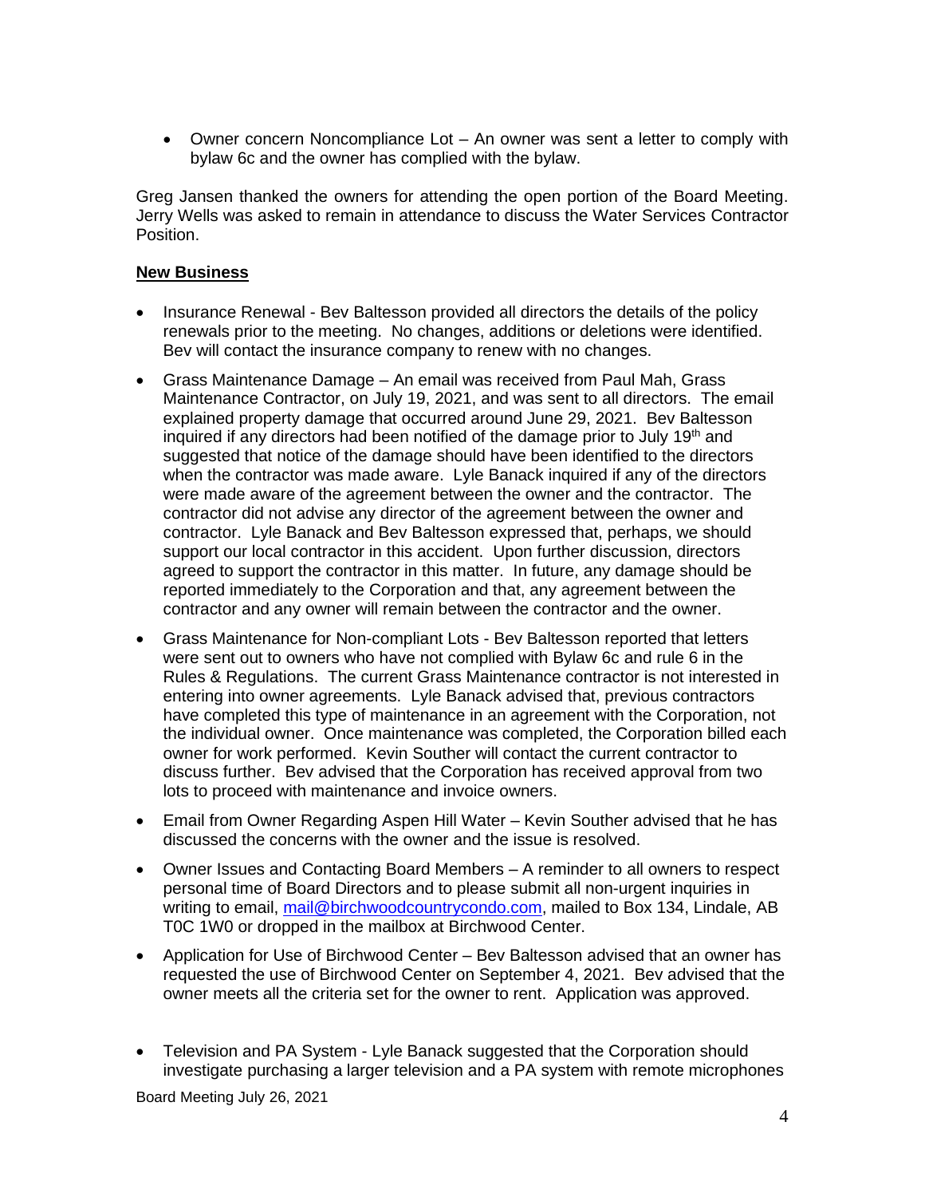- Owner concern Noncompliance Lot – An owner was sent a letter to comply with bylaw 6c and the owner has complied with the bylaw.

Greg Jansen thanked the owners for attending the open portion of the Board Meeting. Jerry Wells was asked to remain in attendance to discuss the Water Services Contractor Position.

**New Business**

- Insurance Renewal - Bev Baltesson provided all directors the details of the policy renewals prior to the meeting. No changes, additions or deletions were identified. Bev will contact the insurance company to renew with no changes.
- Grass Maintenance Damage – An email was received from Paul Mah, Grass Maintenance Contractor, on July 19, 2021, and was sent to all directors. The email explained property damage that occurred around June 29, 2021. Bev Baltesson inquired if any directors had been notified of the damage prior to July 19th and suggested that notice of the damage should have been identified to the directors when the contractor was made aware. Lyle Banack inquired if any of the directors were made aware of the agreement between the owner and the contractor. The contractor did not advise any director of the agreement between the owner and contractor. Lyle Banack and Bev Baltesson expressed that, perhaps, we should support our local contractor in this accident. Upon further discussion, directors agreed to support the contractor in this matter. In future, any damage should be reported immediately to the Corporation and that, any agreement between the contractor and any owner will remain between the contractor and the owner.
- Grass Maintenance for Non-compliant Lots - Bev Baltesson reported that letters were sent out to owners who have not complied with Bylaw 6c and rule 6 in the Rules & Regulations. The current Grass Maintenance contractor is not interested in entering into owner agreements. Lyle Banack advised that, previous contractors have completed this type of maintenance in an agreement with the Corporation, not the individual owner. Once maintenance was completed, the Corporation billed each owner for work performed. Kevin Souther will contact the current contractor to discuss further. Bev advised that the Corporation has received approval from two lots to proceed with maintenance and invoice owners.
- Email from Owner Regarding Aspen Hill Water – Kevin Souther advised that he has discussed the concerns with the owner and the issue is resolved.
- Owner Issues and Contacting Board Members – A reminder to all owners to respect personal time of Board Directors and to please submit all non-urgent inquiries in writing to email, mail@birchwoodcountrycondo.com, mailed to Box 134, Lindale, AB T0C 1W0 or dropped in the mailbox at Birchwood Center.
- Application for Use of Birchwood Center – Bev Baltesson advised that an owner has requested the use of Birchwood Center on September 4, 2021. Bev advised that the owner meets all the criteria set for the owner to rent. Application was approved.
- Television and PA System - Lyle Banack suggested that the Corporation should investigate purchasing a larger television and a PA system with remote microphones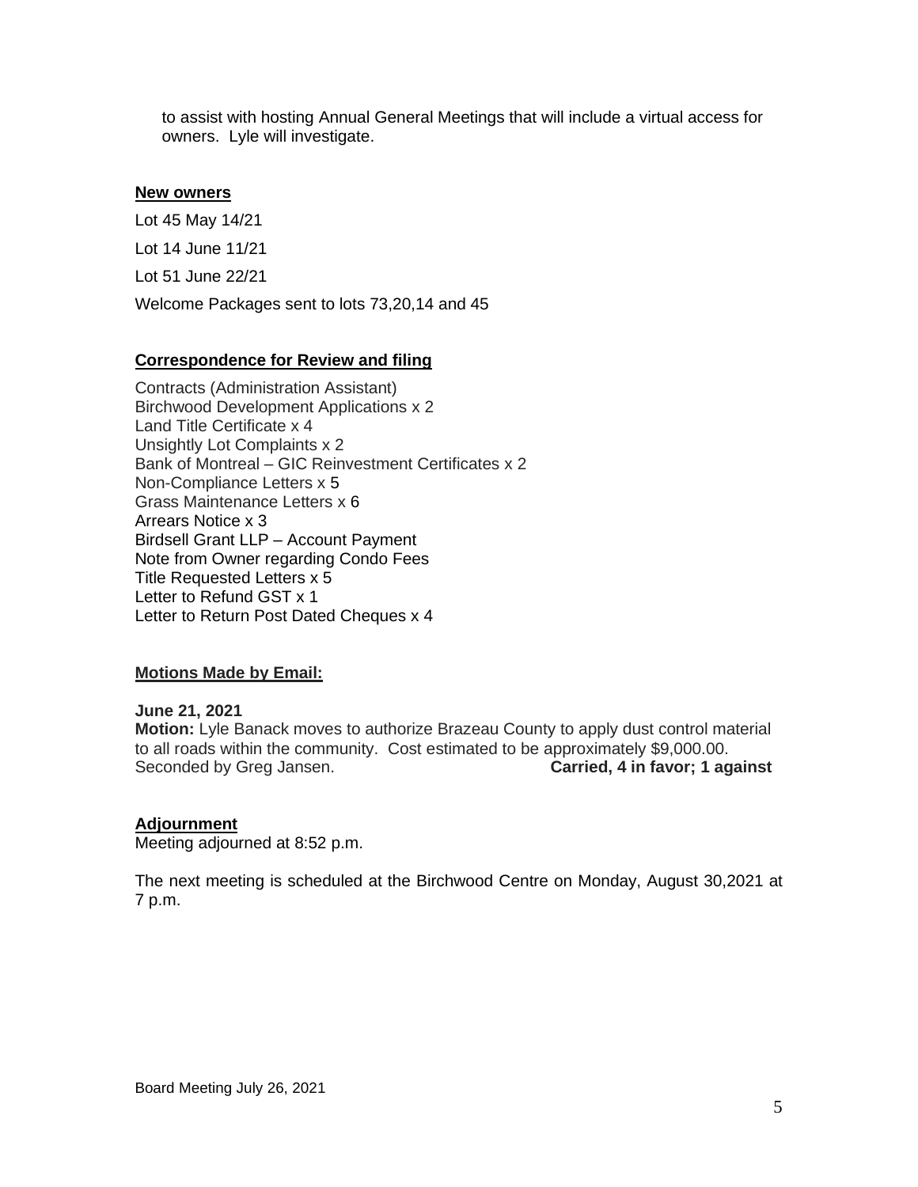to assist with hosting Annual General Meetings that will include a virtual access for owners. Lyle will investigate.

**New owners**

Lot 45 May 14/21

Lot 14 June 11/21

Lot 51 June 22/21

Welcome Packages sent to lots 73,20,14 and 45

**Correspondence for Review and filing**

Contracts (Administration Assistant)
Birchwood Development Applications x 2
Land Title Certificate x 4
Unsightly Lot Complaints x 2
Bank of Montreal – GIC Reinvestment Certificates x 2
Non-Compliance Letters x 5
Grass Maintenance Letters x 6
Arrears Notice x 3
Birdsell Grant LLP – Account Payment
Note from Owner regarding Condo Fees
Title Requested Letters x 5
Letter to Refund GST x 1
Letter to Return Post Dated Cheques x 4

**Motions Made by Email:**

**June 21, 2021**
**Motion:** Lyle Banack moves to authorize Brazeau County to apply dust control material to all roads within the community. Cost estimated to be approximately $9,000.00. Seconded by Greg Jansen. **Carried, 4 in favor; 1 against**

**Adjournment**
Meeting adjourned at 8:52 p.m.

The next meeting is scheduled at the Birchwood Centre on Monday, August 30,2021 at 7 p.m.